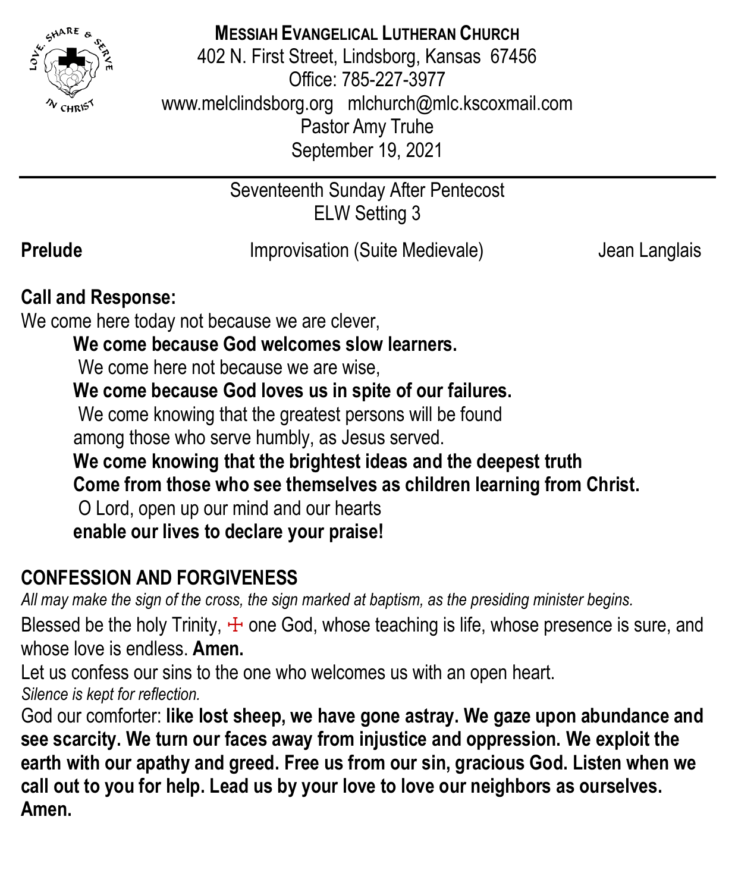**MESSIAH EVANGELICAL LUTHERAN CHURCH**
402 N. First Street, Lindsborg, Kansas 67456
Office: 785-227-3977
www.melclindsborg.org mlchurch@mlc.kscoxmail.com
Pastor Amy Truhe
September 19, 2021

---

Seventeenth Sunday After Pentecost
ELW Setting 3

**Prelude** Improvisation (Suite Medievale) Jean Langlais

**Call and Response:**

We come here today not because we are clever,
**We come because God welcomes slow learners.**
We come here not because we are wise,
**We come because God loves us in spite of our failures.**
We come knowing that the greatest persons will be found
among those who serve humbly, as Jesus served.
**We come knowing that the brightest ideas and the deepest truth**
**Come from those who see themselves as children learning from Christ.**
O Lord, open up our mind and our hearts
**enable our lives to declare your praise!**

## CONFESSION AND FORGIVENESS

*All may make the sign of the cross, the sign marked at baptism, as the presiding minister begins.*

Blessed be the holy Trinity, ☩ one God, whose teaching is life, whose presence is sure, and whose love is endless. **Amen.**

Let us confess our sins to the one who welcomes us with an open heart.

*Silence is kept for reflection.*

God our comforter: **like lost sheep, we have gone astray. We gaze upon abundance and see scarcity. We turn our faces away from injustice and oppression. We exploit the earth with our apathy and greed. Free us from our sin, gracious God. Listen when we call out to you for help. Lead us by your love to love our neighbors as ourselves. Amen.**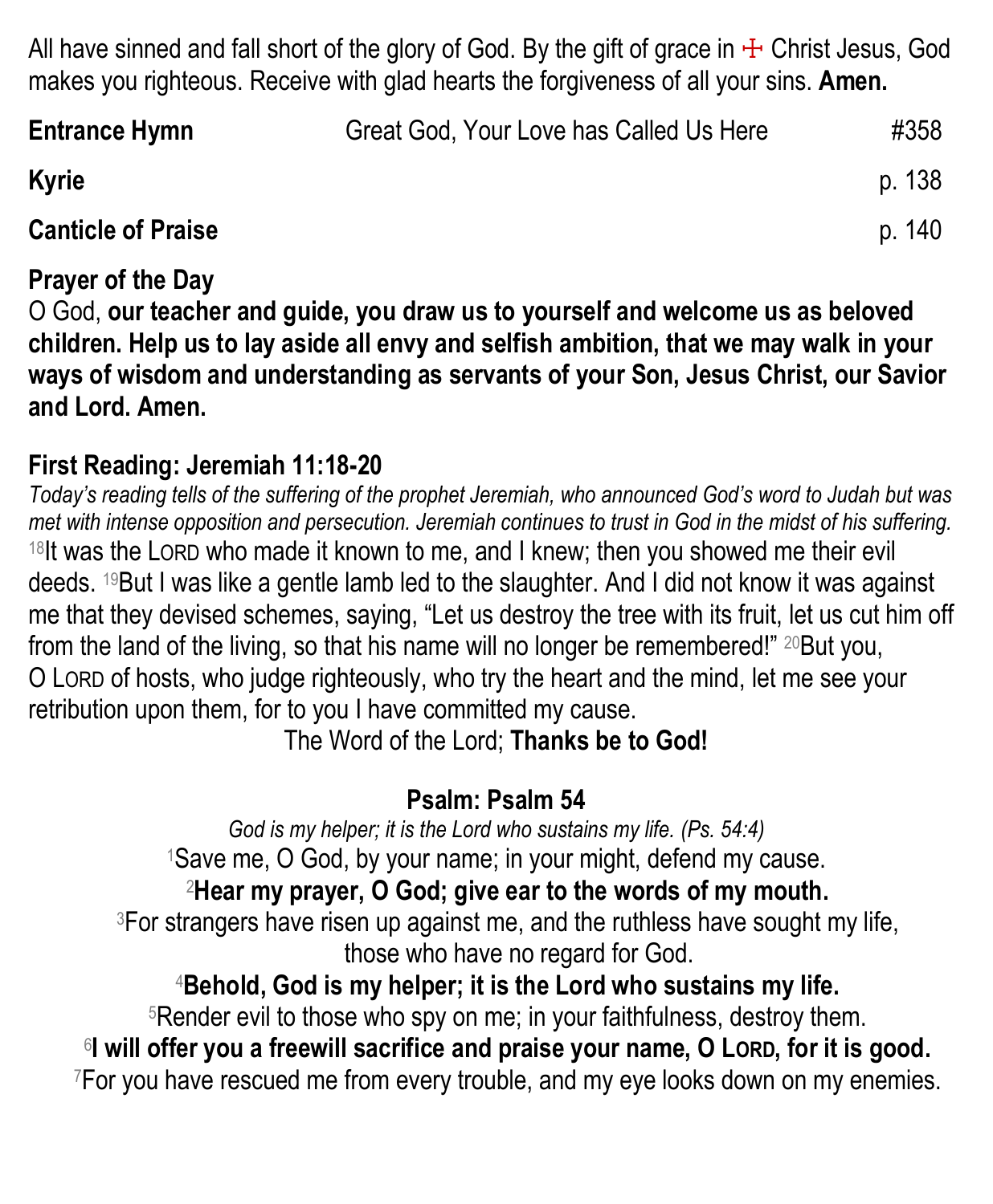All have sinned and fall short of the glory of God. By the gift of grace in ☩ Christ Jesus, God makes you righteous. Receive with glad hearts the forgiveness of all your sins. **Amen.**

| | | |
|---|---|---|
| **Entrance Hymn** | Great God, Your Love has Called Us Here | #358 |
| **Kyrie** | | p. 138 |
| **Canticle of Praise** | | p. 140 |

**Prayer of the Day**

O God, **our teacher and guide, you draw us to yourself and welcome us as beloved children. Help us to lay aside all envy and selfish ambition, that we may walk in your ways of wisdom and understanding as servants of your Son, Jesus Christ, our Savior and Lord. Amen.**

**First Reading: Jeremiah 11:18-20**

*Today's reading tells of the suffering of the prophet Jeremiah, who announced God's word to Judah but was met with intense opposition and persecution. Jeremiah continues to trust in God in the midst of his suffering.*

[18]It was the LORD who made it known to me, and I knew; then you showed me their evil deeds. [19]But I was like a gentle lamb led to the slaughter. And I did not know it was against me that they devised schemes, saying, "Let us destroy the tree with its fruit, let us cut him off from the land of the living, so that his name will no longer be remembered!" [20]But you, O LORD of hosts, who judge righteously, who try the heart and the mind, let me see your retribution upon them, for to you I have committed my cause.

The Word of the Lord; **Thanks be to God!**

**Psalm: Psalm 54**

*God is my helper; it is the Lord who sustains my life. (Ps. 54:4)*

[1]Save me, O God, by your name; in your might, defend my cause.

**[2]Hear my prayer, O God; give ear to the words of my mouth.**

[3]For strangers have risen up against me, and the ruthless have sought my life, those who have no regard for God.

**[4]Behold, God is my helper; it is the Lord who sustains my life.**

[5]Render evil to those who spy on me; in your faithfulness, destroy them.

**[6]I will offer you a freewill sacrifice and praise your name, O LORD, for it is good.**

[7]For you have rescued me from every trouble, and my eye looks down on my enemies.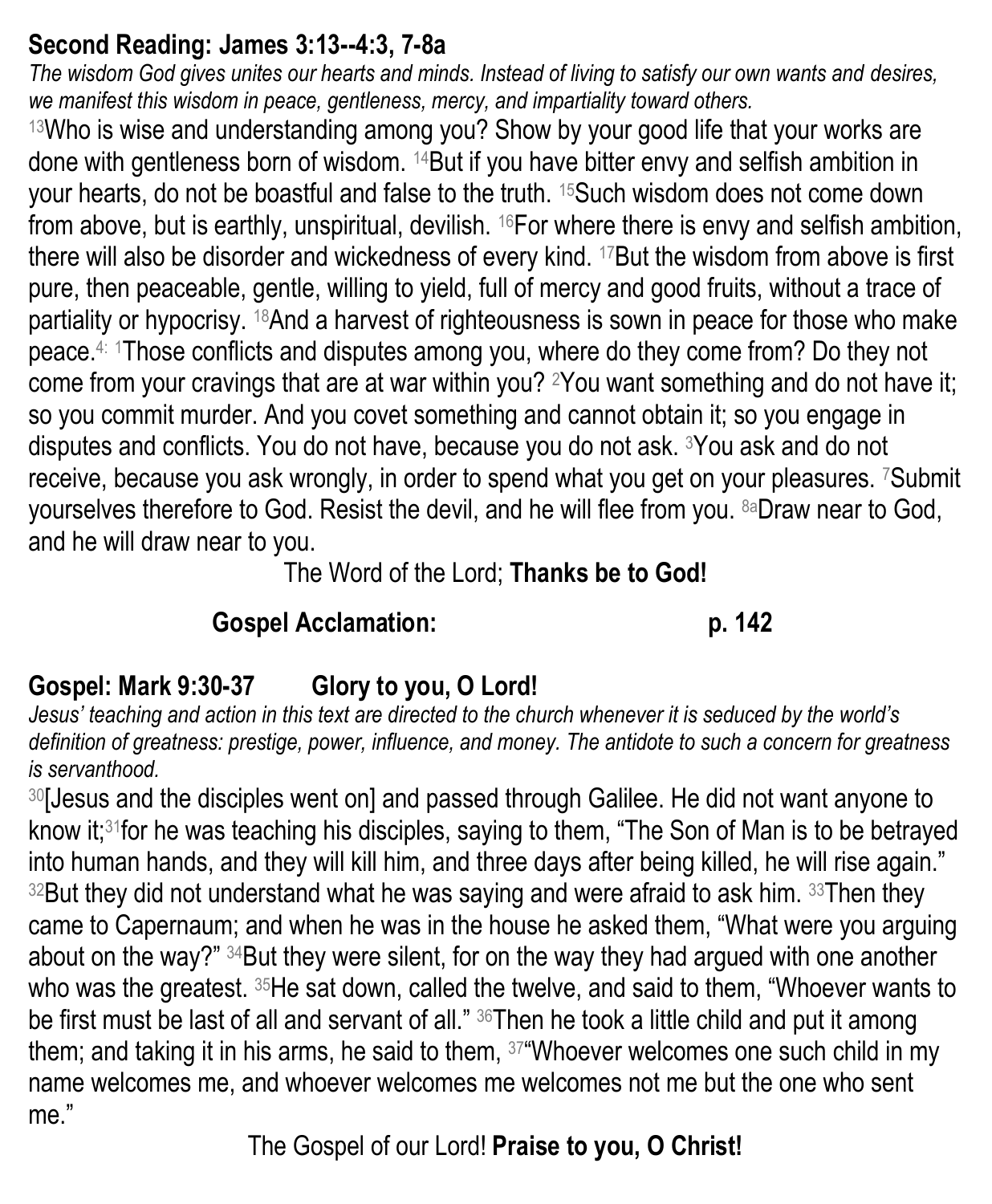**Second Reading: James 3:13--4:3, 7-8a**

*The wisdom God gives unites our hearts and minds. Instead of living to satisfy our own wants and desires, we manifest this wisdom in peace, gentleness, mercy, and impartiality toward others.*

[13]Who is wise and understanding among you? Show by your good life that your works are done with gentleness born of wisdom. [14]But if you have bitter envy and selfish ambition in your hearts, do not be boastful and false to the truth. [15]Such wisdom does not come down from above, but is earthly, unspiritual, devilish. [16]For where there is envy and selfish ambition, there will also be disorder and wickedness of every kind. [17]But the wisdom from above is first pure, then peaceable, gentle, willing to yield, full of mercy and good fruits, without a trace of partiality or hypocrisy. [18]And a harvest of righteousness is sown in peace for those who make peace.[4: 1]Those conflicts and disputes among you, where do they come from? Do they not come from your cravings that are at war within you? [2]You want something and do not have it; so you commit murder. And you covet something and cannot obtain it; so you engage in disputes and conflicts. You do not have, because you do not ask. [3]You ask and do not receive, because you ask wrongly, in order to spend what you get on your pleasures. [7]Submit yourselves therefore to God. Resist the devil, and he will flee from you. [8a]Draw near to God, and he will draw near to you.

The Word of the Lord; **Thanks be to God!**

**Gospel Acclamation: p. 142**

**Gospel: Mark 9:30-37 Glory to you, O Lord!**

*Jesus' teaching and action in this text are directed to the church whenever it is seduced by the world's definition of greatness: prestige, power, influence, and money. The antidote to such a concern for greatness is servanthood.*

[30][Jesus and the disciples went on] and passed through Galilee. He did not want anyone to know it;[31]for he was teaching his disciples, saying to them, "The Son of Man is to be betrayed into human hands, and they will kill him, and three days after being killed, he will rise again." [32]But they did not understand what he was saying and were afraid to ask him. [33]Then they came to Capernaum; and when he was in the house he asked them, "What were you arguing about on the way?" [34]But they were silent, for on the way they had argued with one another who was the greatest. [35]He sat down, called the twelve, and said to them, "Whoever wants to be first must be last of all and servant of all." [36]Then he took a little child and put it among them; and taking it in his arms, he said to them, [37]"Whoever welcomes one such child in my name welcomes me, and whoever welcomes me welcomes not me but the one who sent me."

The Gospel of our Lord! **Praise to you, O Christ!**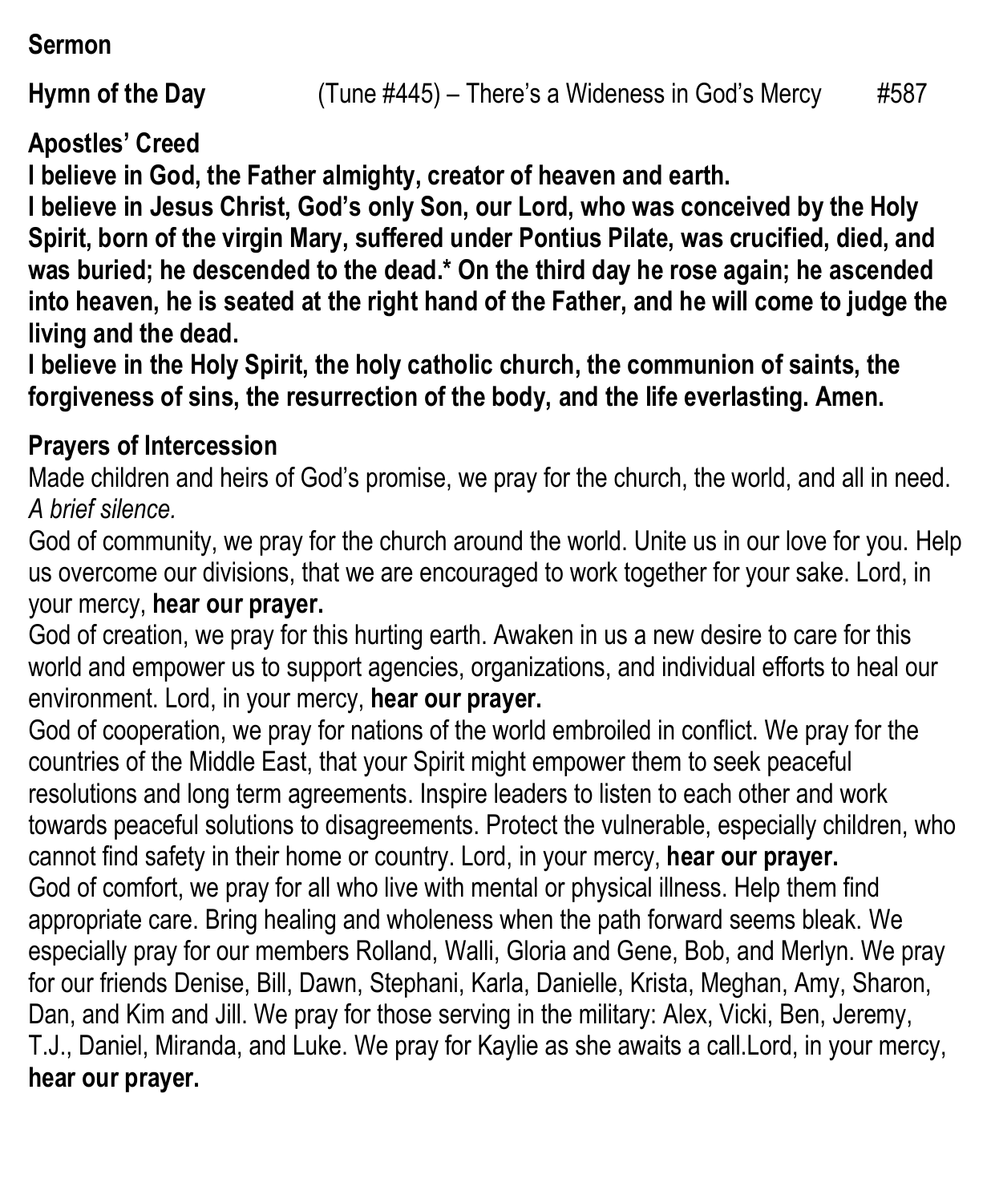**Sermon**

**Hymn of the Day** (Tune #445) – There's a Wideness in God's Mercy #587

**Apostles' Creed**

**I believe in God, the Father almighty, creator of heaven and earth.**

**I believe in Jesus Christ, God's only Son, our Lord, who was conceived by the Holy Spirit, born of the virgin Mary, suffered under Pontius Pilate, was crucified, died, and was buried; he descended to the dead.* On the third day he rose again; he ascended into heaven, he is seated at the right hand of the Father, and he will come to judge the living and the dead.**

**I believe in the Holy Spirit, the holy catholic church, the communion of saints, the forgiveness of sins, the resurrection of the body, and the life everlasting. Amen.**

**Prayers of Intercession**

Made children and heirs of God's promise, we pray for the church, the world, and all in need.
*A brief silence.*

God of community, we pray for the church around the world. Unite us in our love for you. Help us overcome our divisions, that we are encouraged to work together for your sake. Lord, in your mercy, **hear our prayer.**

God of creation, we pray for this hurting earth. Awaken in us a new desire to care for this world and empower us to support agencies, organizations, and individual efforts to heal our environment. Lord, in your mercy, **hear our prayer.**

God of cooperation, we pray for nations of the world embroiled in conflict. We pray for the countries of the Middle East, that your Spirit might empower them to seek peaceful resolutions and long term agreements. Inspire leaders to listen to each other and work towards peaceful solutions to disagreements. Protect the vulnerable, especially children, who cannot find safety in their home or country. Lord, in your mercy, **hear our prayer.**

God of comfort, we pray for all who live with mental or physical illness. Help them find appropriate care. Bring healing and wholeness when the path forward seems bleak. We especially pray for our members Rolland, Walli, Gloria and Gene, Bob, and Merlyn. We pray for our friends Denise, Bill, Dawn, Stephani, Karla, Danielle, Krista, Meghan, Amy, Sharon, Dan, and Kim and Jill. We pray for those serving in the military: Alex, Vicki, Ben, Jeremy, T.J., Daniel, Miranda, and Luke. We pray for Kaylie as she awaits a call.Lord, in your mercy, **hear our prayer.**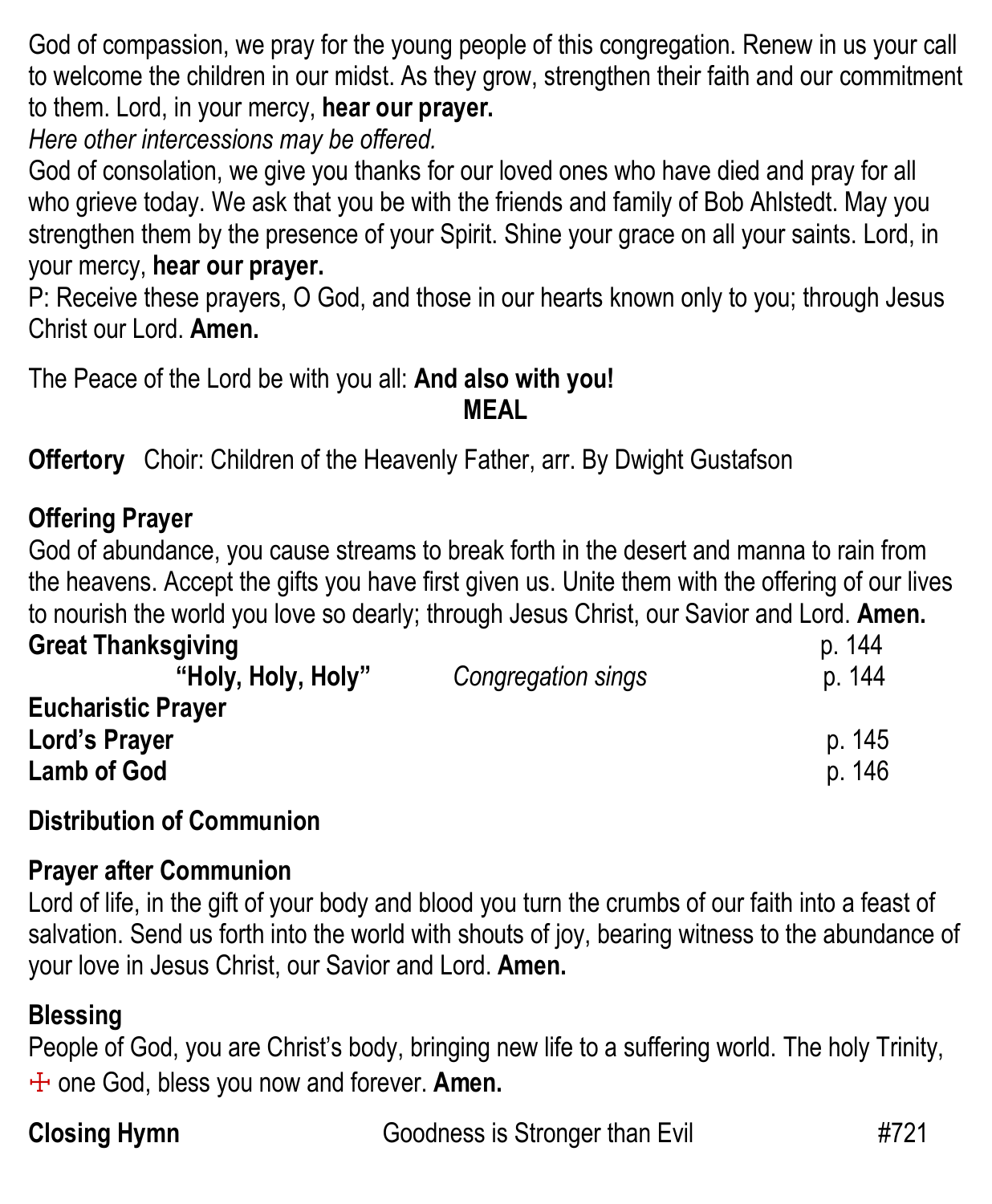God of compassion, we pray for the young people of this congregation. Renew in us your call to welcome the children in our midst. As they grow, strengthen their faith and our commitment to them. Lord, in your mercy, **hear our prayer.**

*Here other intercessions may be offered.*

God of consolation, we give you thanks for our loved ones who have died and pray for all who grieve today. We ask that you be with the friends and family of Bob Ahlstedt. May you strengthen them by the presence of your Spirit. Shine your grace on all your saints. Lord, in your mercy, **hear our prayer.**

P: Receive these prayers, O God, and those in our hearts known only to you; through Jesus Christ our Lord. **Amen.**

The Peace of the Lord be with you all: **And also with you!**

## MEAL

**Offertory** Choir: Children of the Heavenly Father, arr. By Dwight Gustafson

**Offering Prayer**

God of abundance, you cause streams to break forth in the desert and manna to rain from the heavens. Accept the gifts you have first given us. Unite them with the offering of our lives to nourish the world you love so dearly; through Jesus Christ, our Savior and Lord. **Amen.**

**Great Thanksgiving** p. 144

**"Holy, Holy, Holy"** *Congregation sings* p. 144

**Eucharistic Prayer**

**Lord's Prayer** p. 145

**Lamb of God** p. 146

**Distribution of Communion**

**Prayer after Communion**

Lord of life, in the gift of your body and blood you turn the crumbs of our faith into a feast of salvation. Send us forth into the world with shouts of joy, bearing witness to the abundance of your love in Jesus Christ, our Savior and Lord. **Amen.**

**Blessing**

People of God, you are Christ's body, bringing new life to a suffering world. The holy Trinity, ☩ one God, bless you now and forever. **Amen.**

**Closing Hymn** Goodness is Stronger than Evil #721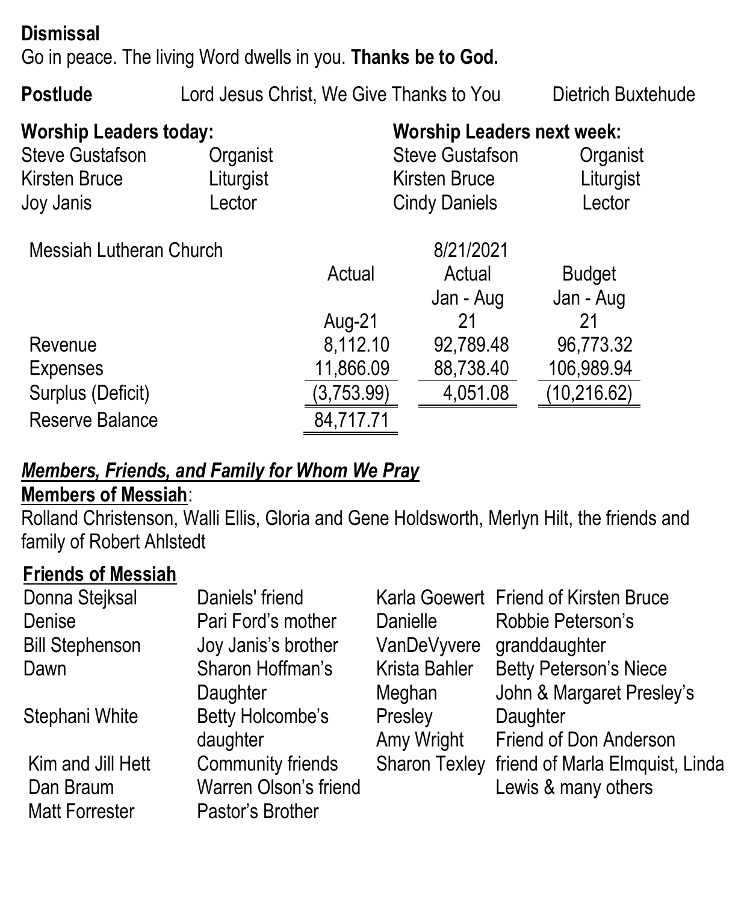**Dismissal**

Go in peace. The living Word dwells in you. **Thanks be to God.**

**Postlude** Lord Jesus Christ, We Give Thanks to You Dietrich Buxtehude

**Worship Leaders today:**

| | |
|---|---|
| Steve Gustafson | Organist |
| Kirsten Bruce | Liturgist |
| Joy Janis | Lector |

**Worship Leaders next week:**

| | |
|---|---|
| Steve Gustafson | Organist |
| Kirsten Bruce | Liturgist |
| Cindy Daniels | Lector |

| Messiah Lutheran Church | Actual Aug-21 | 8/21/2021 Actual Jan - Aug 21 | Budget Jan - Aug 21 |
|---|---|---|---|
| Revenue | 8,112.10 | 92,789.48 | 96,773.32 |
| Expenses | 11,866.09 | 88,738.40 | 106,989.94 |
| Surplus (Deficit) | (3,753.99) | 4,051.08 | (10,216.62) |
| Reserve Balance | 84,717.71 | | |

***Members, Friends, and Family for Whom We Pray***

**Members of Messiah**:

Rolland Christenson, Walli Ellis, Gloria and Gene Holdsworth, Merlyn Hilt, the friends and family of Robert Ahlstedt

**Friends of Messiah**

| | |
|---|---|
| Donna Stejksal | Daniels' friend |
| Denise | Pari Ford's mother |
| Bill Stephenson | Joy Janis's brother |
| Dawn | Sharon Hoffman's Daughter |
| Stephani White | Betty Holcombe's daughter |
| Kim and Jill Hett | Community friends |
| Dan Braum | Warren Olson's friend |
| Matt Forrester | Pastor's Brother |
| Karla Goewert | Friend of Kirsten Bruce |
| Danielle VanDeVyvere | Robbie Peterson's granddaughter |
| Krista Bahler | Betty Peterson's Niece |
| Meghan Presley | John & Margaret Presley's Daughter |
| Amy Wright | Friend of Don Anderson |
| Sharon Texley | friend of Marla Elmquist, Linda Lewis & many others |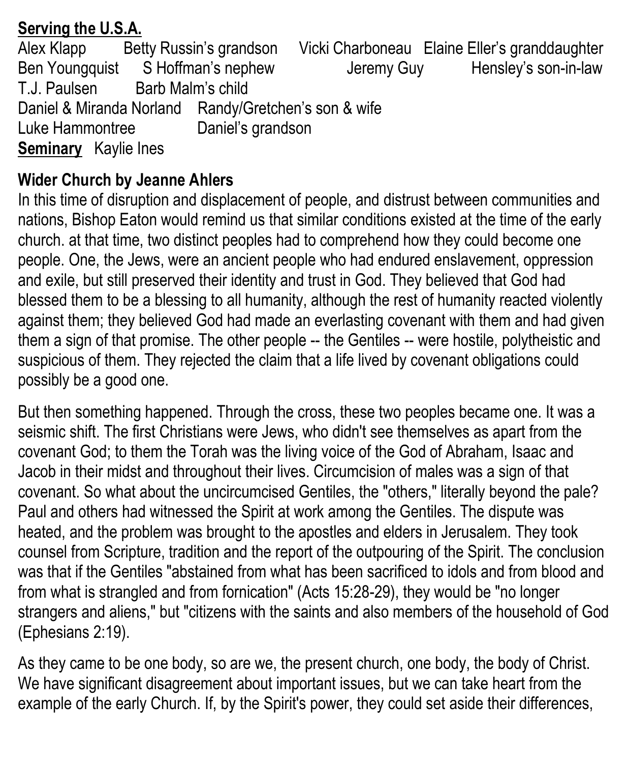**Serving the U.S.A.**

| | |
|---|---|
| Alex Klapp | Betty Russin's grandson |
| Vicki Charboneau | Elaine Eller's granddaughter |
| Ben Youngquist | S Hoffman's nephew |
| Jeremy Guy | Hensley's son-in-law |
| T.J. Paulsen | Barb Malm's child |
| Daniel & Miranda Norland | Randy/Gretchen's son & wife |
| Luke Hammontree | Daniel's grandson |

**Seminary** Kaylie Ines

**Wider Church by Jeanne Ahlers**

In this time of disruption and displacement of people, and distrust between communities and nations, Bishop Eaton would remind us that similar conditions existed at the time of the early church. at that time, two distinct peoples had to comprehend how they could become one people. One, the Jews, were an ancient people who had endured enslavement, oppression and exile, but still preserved their identity and trust in God. They believed that God had blessed them to be a blessing to all humanity, although the rest of humanity reacted violently against them; they believed God had made an everlasting covenant with them and had given them a sign of that promise. The other people -- the Gentiles -- were hostile, polytheistic and suspicious of them. They rejected the claim that a life lived by covenant obligations could possibly be a good one.

But then something happened. Through the cross, these two peoples became one. It was a seismic shift. The first Christians were Jews, who didn't see themselves as apart from the covenant God; to them the Torah was the living voice of the God of Abraham, Isaac and Jacob in their midst and throughout their lives. Circumcision of males was a sign of that covenant. So what about the uncircumcised Gentiles, the "others," literally beyond the pale? Paul and others had witnessed the Spirit at work among the Gentiles. The dispute was heated, and the problem was brought to the apostles and elders in Jerusalem. They took counsel from Scripture, tradition and the report of the outpouring of the Spirit. The conclusion was that if the Gentiles "abstained from what has been sacrificed to idols and from blood and from what is strangled and from fornication" (Acts 15:28-29), they would be "no longer strangers and aliens," but "citizens with the saints and also members of the household of God (Ephesians 2:19).

As they came to be one body, so are we, the present church, one body, the body of Christ. We have significant disagreement about important issues, but we can take heart from the example of the early Church. If, by the Spirit's power, they could set aside their differences,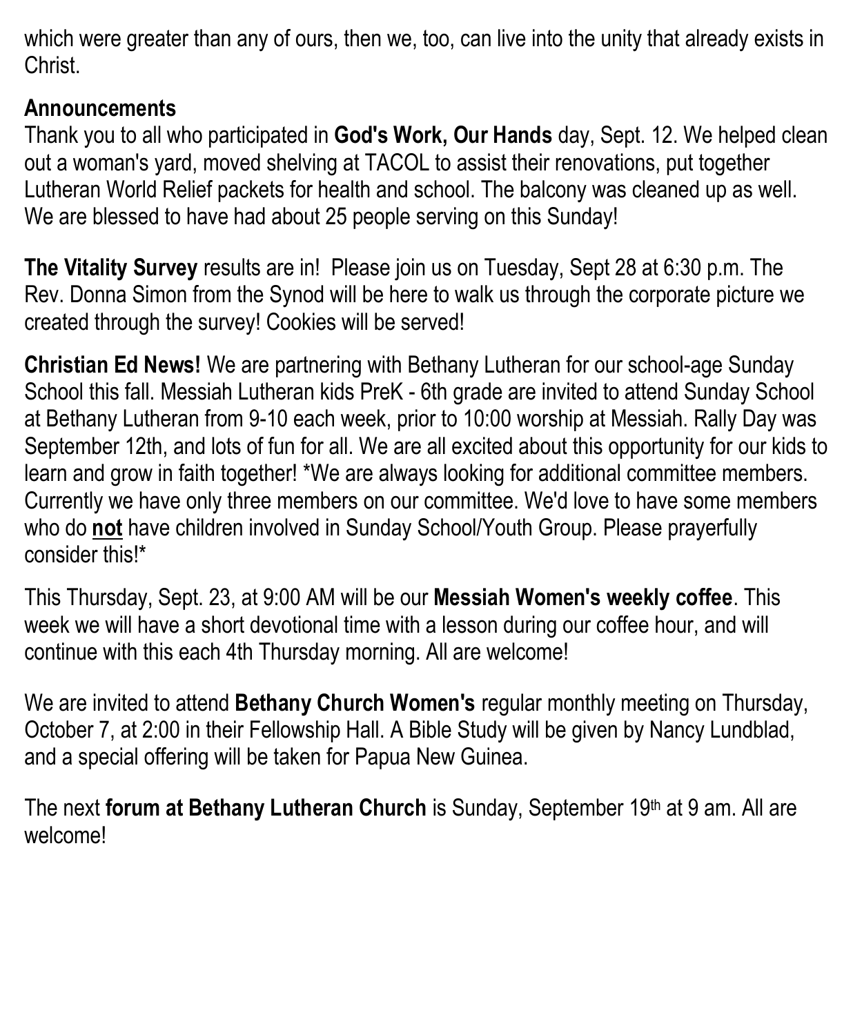which were greater than any of ours, then we, too, can live into the unity that already exists in Christ.

## Announcements

Thank you to all who participated in **God's Work, Our Hands** day, Sept. 12. We helped clean out a woman's yard, moved shelving at TACOL to assist their renovations, put together Lutheran World Relief packets for health and school. The balcony was cleaned up as well. We are blessed to have had about 25 people serving on this Sunday!

**The Vitality Survey** results are in! Please join us on Tuesday, Sept 28 at 6:30 p.m. The Rev. Donna Simon from the Synod will be here to walk us through the corporate picture we created through the survey! Cookies will be served!

**Christian Ed News!** We are partnering with Bethany Lutheran for our school-age Sunday School this fall. Messiah Lutheran kids PreK - 6th grade are invited to attend Sunday School at Bethany Lutheran from 9-10 each week, prior to 10:00 worship at Messiah. Rally Day was September 12th, and lots of fun for all. We are all excited about this opportunity for our kids to learn and grow in faith together! *We are always looking for additional committee members. Currently we have only three members on our committee. We'd love to have some members who do **not** have children involved in Sunday School/Youth Group. Please prayerfully consider this!*

This Thursday, Sept. 23, at 9:00 AM will be our **Messiah Women's weekly coffee**. This week we will have a short devotional time with a lesson during our coffee hour, and will continue with this each 4th Thursday morning. All are welcome!

We are invited to attend **Bethany Church Women's** regular monthly meeting on Thursday, October 7, at 2:00 in their Fellowship Hall. A Bible Study will be given by Nancy Lundblad, and a special offering will be taken for Papua New Guinea.

The next **forum at Bethany Lutheran Church** is Sunday, September 19th at 9 am. All are welcome!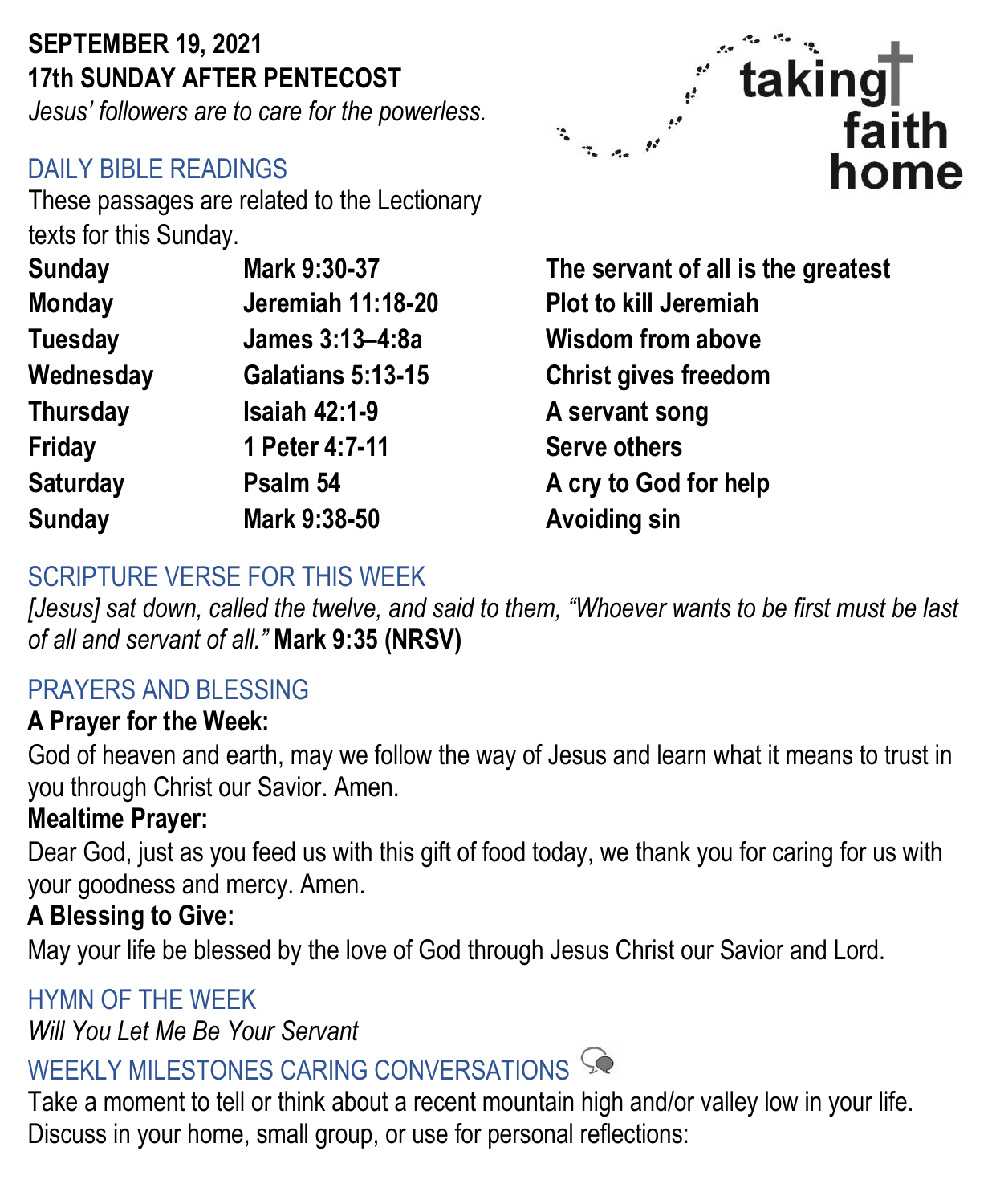**SEPTEMBER 19, 2021**
**17th SUNDAY AFTER PENTECOST**
*Jesus' followers are to care for the powerless.*

taking faith home

## DAILY BIBLE READINGS

These passages are related to the Lectionary texts for this Sunday.

| | | |
|---|---|---|
| **Sunday** | **Mark 9:30-37** | **The servant of all is the greatest** |
| **Monday** | **Jeremiah 11:18-20** | **Plot to kill Jeremiah** |
| **Tuesday** | **James 3:13–4:8a** | **Wisdom from above** |
| **Wednesday** | **Galatians 5:13-15** | **Christ gives freedom** |
| **Thursday** | **Isaiah 42:1-9** | **A servant song** |
| **Friday** | **1 Peter 4:7-11** | **Serve others** |
| **Saturday** | **Psalm 54** | **A cry to God for help** |
| **Sunday** | **Mark 9:38-50** | **Avoiding sin** |

## SCRIPTURE VERSE FOR THIS WEEK

*[Jesus] sat down, called the twelve, and said to them, "Whoever wants to be first must be last of all and servant of all."* **Mark 9:35 (NRSV)**

## PRAYERS AND BLESSING

**A Prayer for the Week:**
God of heaven and earth, may we follow the way of Jesus and learn what it means to trust in you through Christ our Savior. Amen.

**Mealtime Prayer:**
Dear God, just as you feed us with this gift of food today, we thank you for caring for us with your goodness and mercy. Amen.

**A Blessing to Give:**
May your life be blessed by the love of God through Jesus Christ our Savior and Lord.

## HYMN OF THE WEEK

*Will You Let Me Be Your Servant*

## WEEKLY MILESTONES CARING CONVERSATIONS

Take a moment to tell or think about a recent mountain high and/or valley low in your life. Discuss in your home, small group, or use for personal reflections: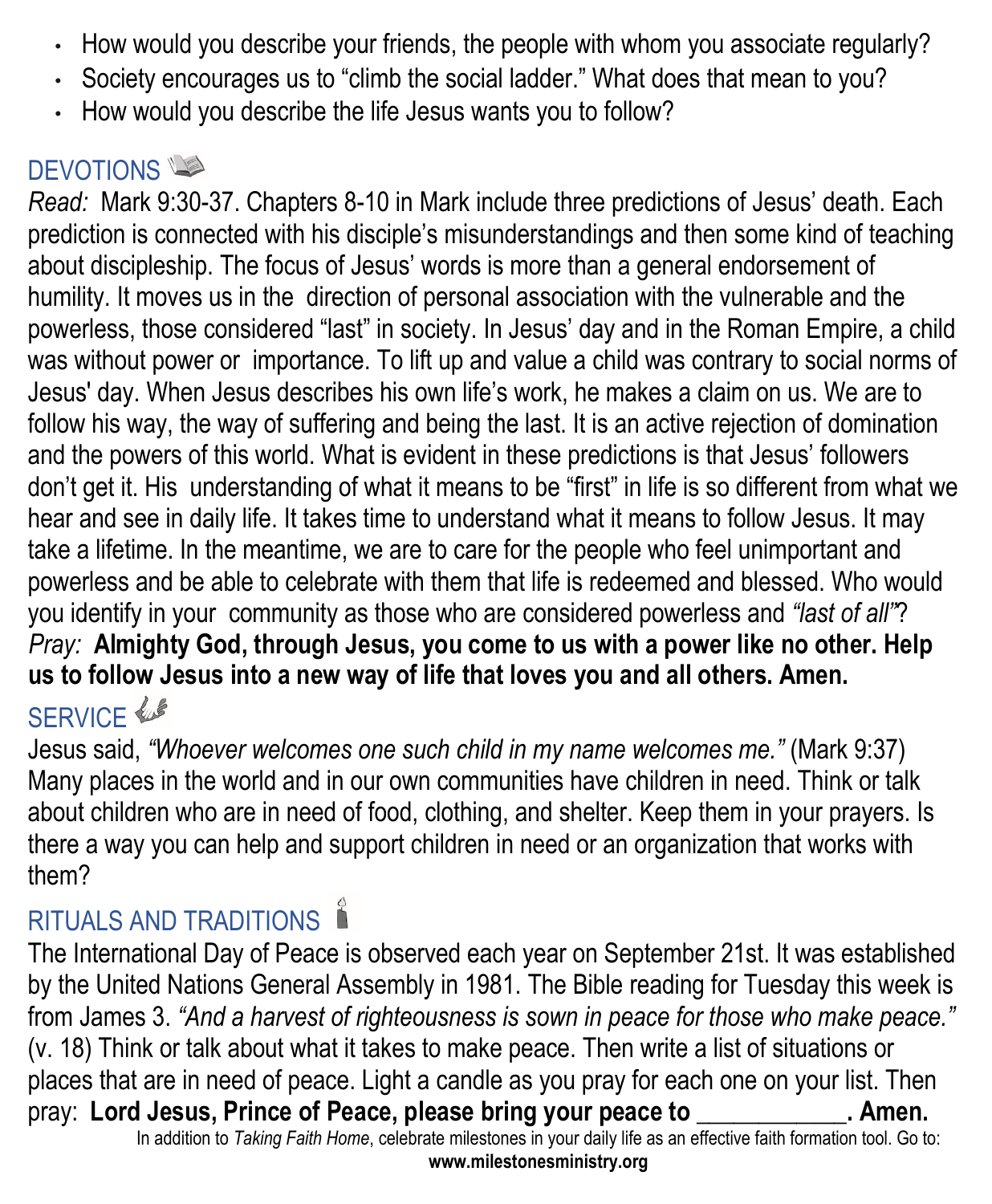- How would you describe your friends, the people with whom you associate regularly?
- Society encourages us to "climb the social ladder." What does that mean to you?
- How would you describe the life Jesus wants you to follow?

## DEVOTIONS

*Read:* Mark 9:30-37. Chapters 8-10 in Mark include three predictions of Jesus' death. Each prediction is connected with his disciple's misunderstandings and then some kind of teaching about discipleship. The focus of Jesus' words is more than a general endorsement of humility. It moves us in the direction of personal association with the vulnerable and the powerless, those considered "last" in society. In Jesus' day and in the Roman Empire, a child was without power or importance. To lift up and value a child was contrary to social norms of Jesus' day. When Jesus describes his own life's work, he makes a claim on us. We are to follow his way, the way of suffering and being the last. It is an active rejection of domination and the powers of this world. What is evident in these predictions is that Jesus' followers don't get it. His understanding of what it means to be "first" in life is so different from what we hear and see in daily life. It takes time to understand what it means to follow Jesus. It may take a lifetime. In the meantime, we are to care for the people who feel unimportant and powerless and be able to celebrate with them that life is redeemed and blessed. Who would you identify in your community as those who are considered powerless and *"last of all"*?

*Pray:* **Almighty God, through Jesus, you come to us with a power like no other. Help us to follow Jesus into a new way of life that loves you and all others. Amen.**

## SERVICE

Jesus said, *"Whoever welcomes one such child in my name welcomes me."* (Mark 9:37) Many places in the world and in our own communities have children in need. Think or talk about children who are in need of food, clothing, and shelter. Keep them in your prayers. Is there a way you can help and support children in need or an organization that works with them?

## RITUALS AND TRADITIONS

The International Day of Peace is observed each year on September 21st. It was established by the United Nations General Assembly in 1981. The Bible reading for Tuesday this week is from James 3. *"And a harvest of righteousness is sown in peace for those who make peace."* (v. 18) Think or talk about what it takes to make peace. Then write a list of situations or places that are in need of peace. Light a candle as you pray for each one on your list. Then pray: **Lord Jesus, Prince of Peace, please bring your peace to ____________. Amen.**

In addition to *Taking Faith Home*, celebrate milestones in your daily life as an effective faith formation tool. Go to: **www.milestonesministry.org**